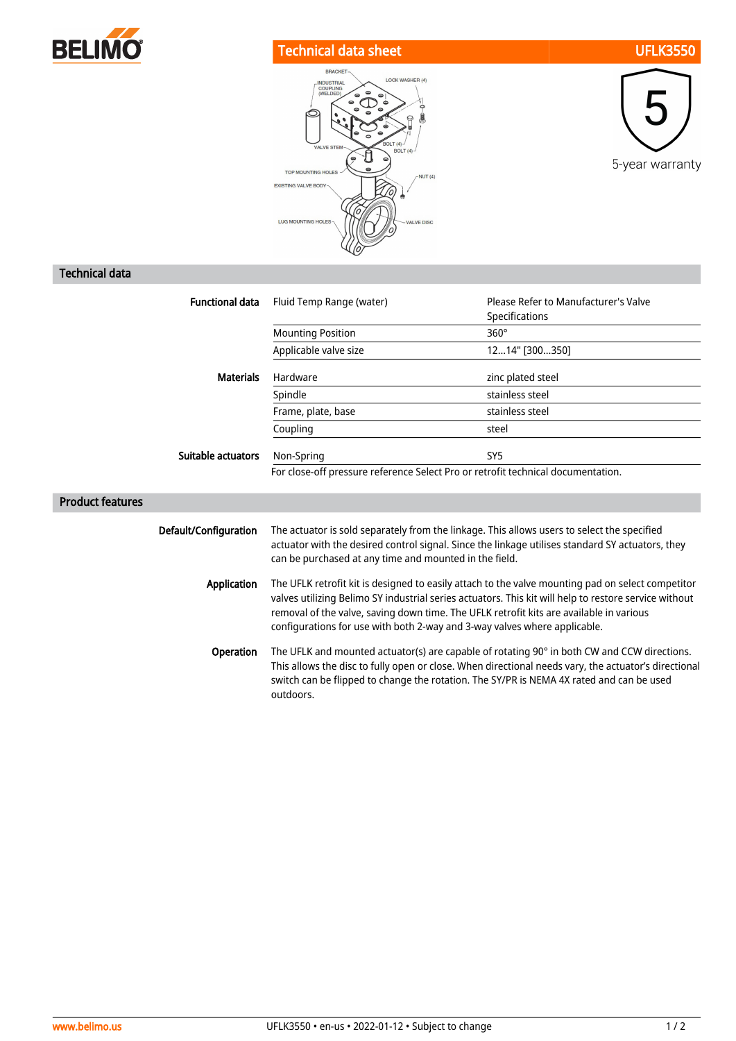# Technical data sheet — UFLK3550

5-year warranty

## Technical data

| | | |
|---|---|---|
| **Functional data** | Fluid Temp Range (water) | Please Refer to Manufacturer's Valve Specifications |
| | Mounting Position | 360° |
| | Applicable valve size | 12...14" [300...350] |
| **Materials** | Hardware | zinc plated steel |
| | Spindle | stainless steel |
| | Frame, plate, base | stainless steel |
| | Coupling | steel |
| **Suitable actuators** | Non-Spring | SY5 |

For close-off pressure reference Select Pro or retrofit technical documentation.

## Product features

**Default/Configuration**
The actuator is sold separately from the linkage. This allows users to select the specified actuator with the desired control signal. Since the linkage utilises standard SY actuators, they can be purchased at any time and mounted in the field.

**Application**
The UFLK retrofit kit is designed to easily attach to the valve mounting pad on select competitor valves utilizing Belimo SY industrial series actuators. This kit will help to restore service without removal of the valve, saving down time. The UFLK retrofit kits are available in various configurations for use with both 2-way and 3-way valves where applicable.

**Operation**
The UFLK and mounted actuator(s) are capable of rotating 90° in both CW and CCW directions. This allows the disc to fully open or close. When directional needs vary, the actuator's directional switch can be flipped to change the rotation. The SY/PR is NEMA 4X rated and can be used outdoors.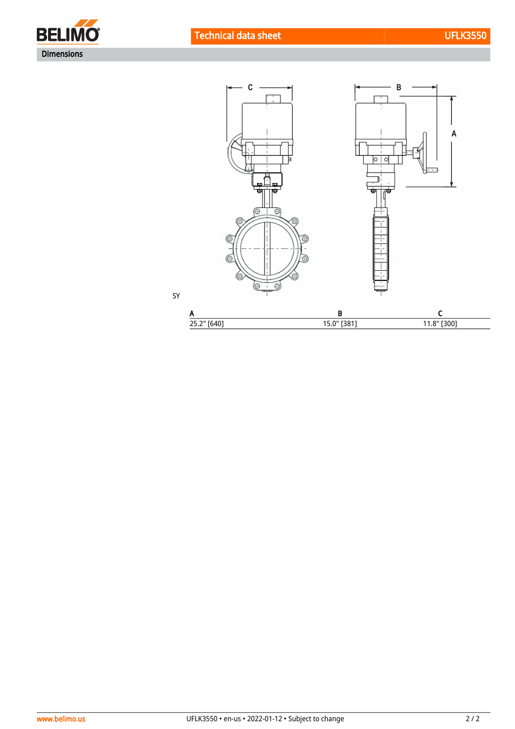## Dimensions

C

B

A

SY

| A | B | C |
|---|---|---|
| 25.2" [640] | 15.0" [381] | 11.8" [300] |